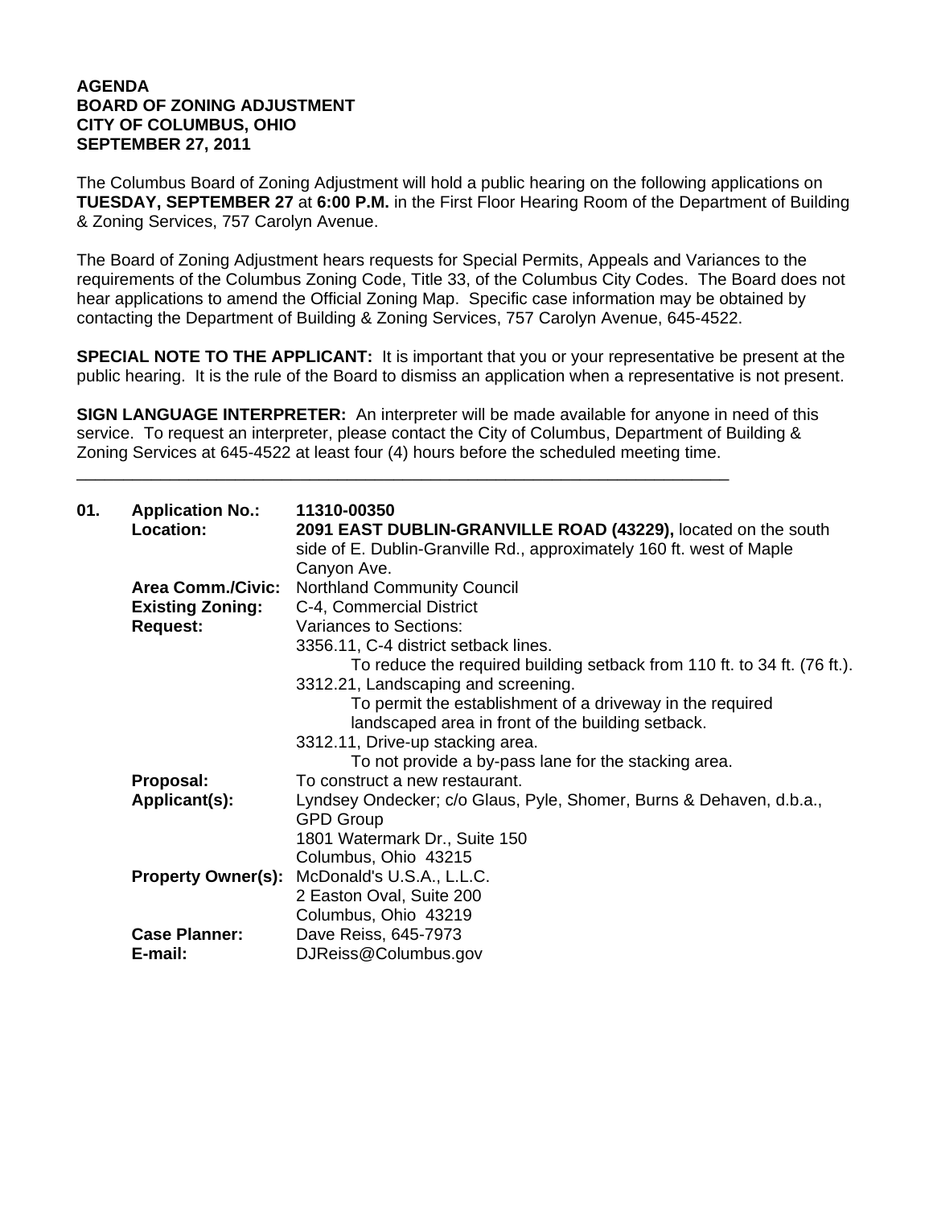**AGENDA**
**BOARD OF ZONING ADJUSTMENT**
**CITY OF COLUMBUS, OHIO**
**SEPTEMBER 27, 2011**

The Columbus Board of Zoning Adjustment will hold a public hearing on the following applications on **TUESDAY, SEPTEMBER 27** at **6:00 P.M.** in the First Floor Hearing Room of the Department of Building & Zoning Services, 757 Carolyn Avenue.

The Board of Zoning Adjustment hears requests for Special Permits, Appeals and Variances to the requirements of the Columbus Zoning Code, Title 33, of the Columbus City Codes. The Board does not hear applications to amend the Official Zoning Map. Specific case information may be obtained by contacting the Department of Building & Zoning Services, 757 Carolyn Avenue, 645-4522.

**SPECIAL NOTE TO THE APPLICANT:** It is important that you or your representative be present at the public hearing. It is the rule of the Board to dismiss an application when a representative is not present.

**SIGN LANGUAGE INTERPRETER:** An interpreter will be made available for anyone in need of this service. To request an interpreter, please contact the City of Columbus, Department of Building & Zoning Services at 645-4522 at least four (4) hours before the scheduled meeting time.

---

**01. Application No.:** **11310-00350**

**Location:** **2091 EAST DUBLIN-GRANVILLE ROAD (43229),** located on the south side of E. Dublin-Granville Rd., approximately 160 ft. west of Maple Canyon Ave.

**Area Comm./Civic:** Northland Community Council

**Existing Zoning:** C-4, Commercial District

**Request:** Variances to Sections:

3356.11, C-4 district setback lines.
  To reduce the required building setback from 110 ft. to 34 ft. (76 ft.).

3312.21, Landscaping and screening.
  To permit the establishment of a driveway in the required landscaped area in front of the building setback.

3312.11, Drive-up stacking area.
  To not provide a by-pass lane for the stacking area.

**Proposal:** To construct a new restaurant.

**Applicant(s):** Lyndsey Ondecker; c/o Glaus, Pyle, Shomer, Burns & Dehaven, d.b.a., GPD Group
1801 Watermark Dr., Suite 150
Columbus, Ohio 43215

**Property Owner(s):** McDonald's U.S.A., L.L.C.
2 Easton Oval, Suite 200
Columbus, Ohio 43219

**Case Planner:** Dave Reiss, 645-7973

**E-mail:** DJReiss@Columbus.gov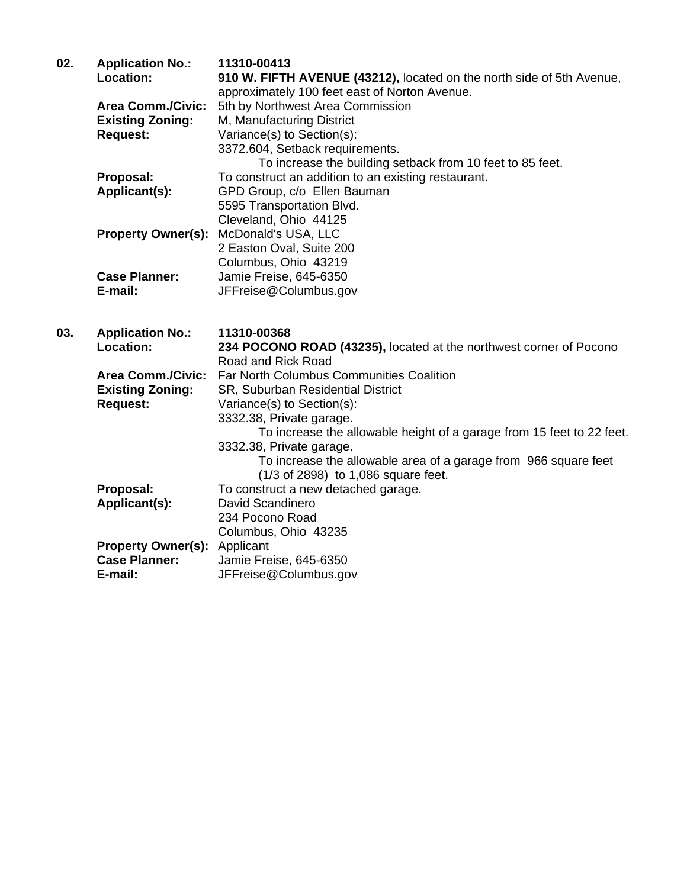**02.** **Application No.:** **11310-00413**

**Location:** **910 W. FIFTH AVENUE (43212),** located on the north side of 5th Avenue, approximately 100 feet east of Norton Avenue.

**Area Comm./Civic:** 5th by Northwest Area Commission

**Existing Zoning:** M, Manufacturing District

**Request:** Variance(s) to Section(s):

3372.604, Setback requirements.

To increase the building setback from 10 feet to 85 feet.

**Proposal:** To construct an addition to an existing restaurant.

**Applicant(s):** GPD Group, c/o Ellen Bauman
5595 Transportation Blvd.
Cleveland, Ohio 44125

**Property Owner(s):** McDonald's USA, LLC
2 Easton Oval, Suite 200
Columbus, Ohio 43219

**Case Planner:** Jamie Freise, 645-6350

**E-mail:** JFFreise@Columbus.gov

**03.** **Application No.:** **11310-00368**

**Location:** **234 POCONO ROAD (43235),** located at the northwest corner of Pocono Road and Rick Road

**Area Comm./Civic:** Far North Columbus Communities Coalition

**Existing Zoning:** SR, Suburban Residential District

**Request:** Variance(s) to Section(s):

3332.38, Private garage.

To increase the allowable height of a garage from 15 feet to 22 feet.

3332.38, Private garage.

To increase the allowable area of a garage from 966 square feet (1/3 of 2898) to 1,086 square feet.

**Proposal:** To construct a new detached garage.

**Applicant(s):** David Scandinero
234 Pocono Road
Columbus, Ohio 43235

**Property Owner(s):** Applicant

**Case Planner:** Jamie Freise, 645-6350

**E-mail:** JFFreise@Columbus.gov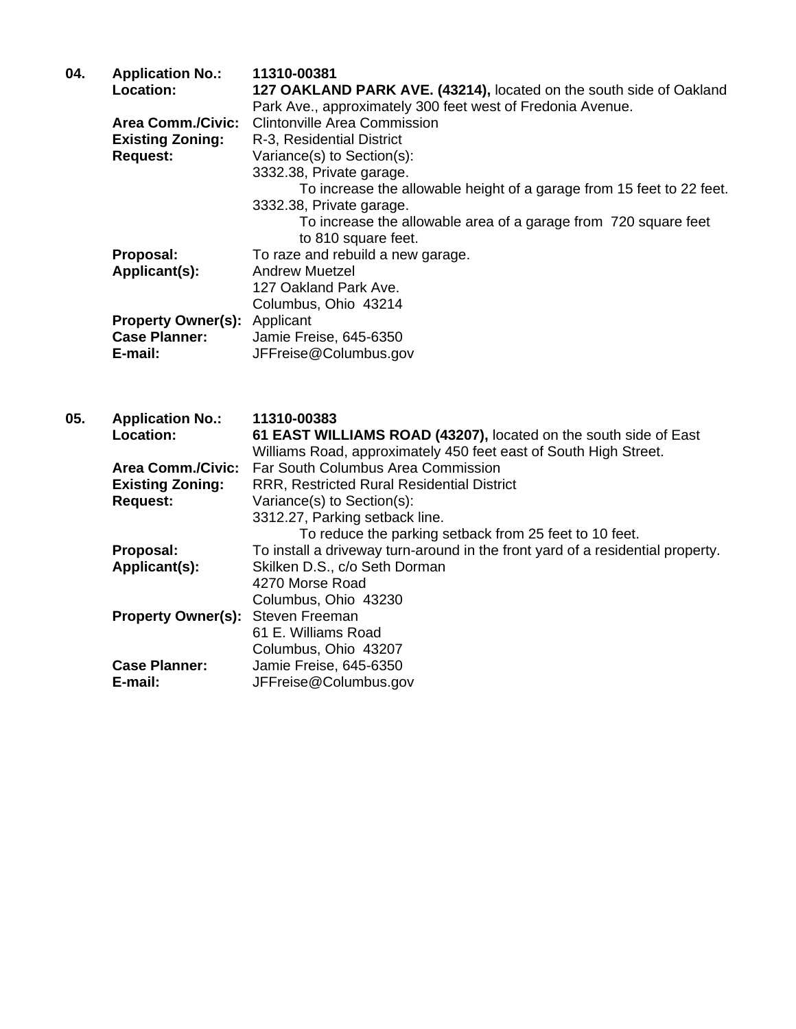**04.** **Application No.:** **11310-00381**

**Location:** **127 OAKLAND PARK AVE. (43214),** located on the south side of Oakland Park Ave., approximately 300 feet west of Fredonia Avenue.

**Area Comm./Civic:** Clintonville Area Commission

**Existing Zoning:** R-3, Residential District

**Request:** Variance(s) to Section(s):

3332.38, Private garage.

To increase the allowable height of a garage from 15 feet to 22 feet.

3332.38, Private garage.

To increase the allowable area of a garage from 720 square feet to 810 square feet.

**Proposal:** To raze and rebuild a new garage.

**Applicant(s):** Andrew Muetzel
127 Oakland Park Ave.
Columbus, Ohio 43214

**Property Owner(s):** Applicant

**Case Planner:** Jamie Freise, 645-6350

**E-mail:** JFFreise@Columbus.gov

**05.** **Application No.:** **11310-00383**

**Location:** **61 EAST WILLIAMS ROAD (43207),** located on the south side of East Williams Road, approximately 450 feet east of South High Street.

**Area Comm./Civic:** Far South Columbus Area Commission

**Existing Zoning:** RRR, Restricted Rural Residential District

**Request:** Variance(s) to Section(s):

3312.27, Parking setback line.

To reduce the parking setback from 25 feet to 10 feet.

**Proposal:** To install a driveway turn-around in the front yard of a residential property.

**Applicant(s):** Skilken D.S., c/o Seth Dorman
4270 Morse Road
Columbus, Ohio 43230

**Property Owner(s):** Steven Freeman
61 E. Williams Road
Columbus, Ohio 43207

**Case Planner:** Jamie Freise, 645-6350

**E-mail:** JFFreise@Columbus.gov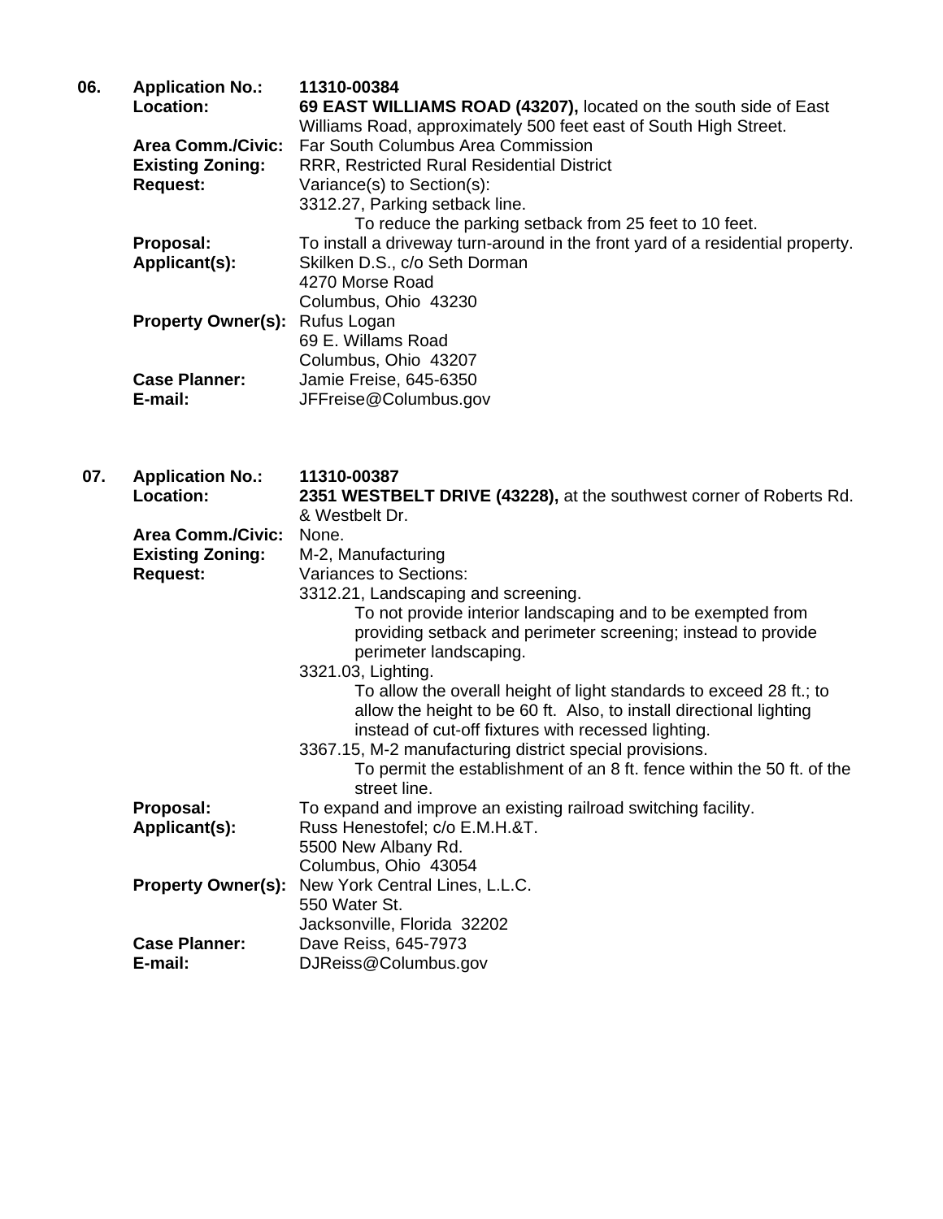**06.** **Application No.:** **11310-00384**

**Location:** **69 EAST WILLIAMS ROAD (43207),** located on the south side of East Williams Road, approximately 500 feet east of South High Street.

**Area Comm./Civic:** Far South Columbus Area Commission

**Existing Zoning:** RRR, Restricted Rural Residential District

**Request:** Variance(s) to Section(s):

3312.27, Parking setback line.

To reduce the parking setback from 25 feet to 10 feet.

**Proposal:** To install a driveway turn-around in the front yard of a residential property.

**Applicant(s):** Skilken D.S., c/o Seth Dorman
4270 Morse Road
Columbus, Ohio 43230

**Property Owner(s):** Rufus Logan
69 E. Willams Road
Columbus, Ohio 43207

**Case Planner:** Jamie Freise, 645-6350

**E-mail:** JFFreise@Columbus.gov

**07.** **Application No.:** **11310-00387**

**Location:** **2351 WESTBELT DRIVE (43228),** at the southwest corner of Roberts Rd. & Westbelt Dr.

**Area Comm./Civic:** None.

**Existing Zoning:** M-2, Manufacturing

**Request:** Variances to Sections:

3312.21, Landscaping and screening.

To not provide interior landscaping and to be exempted from providing setback and perimeter screening; instead to provide perimeter landscaping.

3321.03, Lighting.

To allow the overall height of light standards to exceed 28 ft.; to allow the height to be 60 ft. Also, to install directional lighting instead of cut-off fixtures with recessed lighting.

3367.15, M-2 manufacturing district special provisions.

To permit the establishment of an 8 ft. fence within the 50 ft. of the street line.

**Proposal:** To expand and improve an existing railroad switching facility.

**Applicant(s):** Russ Henestofel; c/o E.M.H.&T.
5500 New Albany Rd.
Columbus, Ohio 43054

**Property Owner(s):** New York Central Lines, L.L.C.
550 Water St.
Jacksonville, Florida 32202

**Case Planner:** Dave Reiss, 645-7973

**E-mail:** DJReiss@Columbus.gov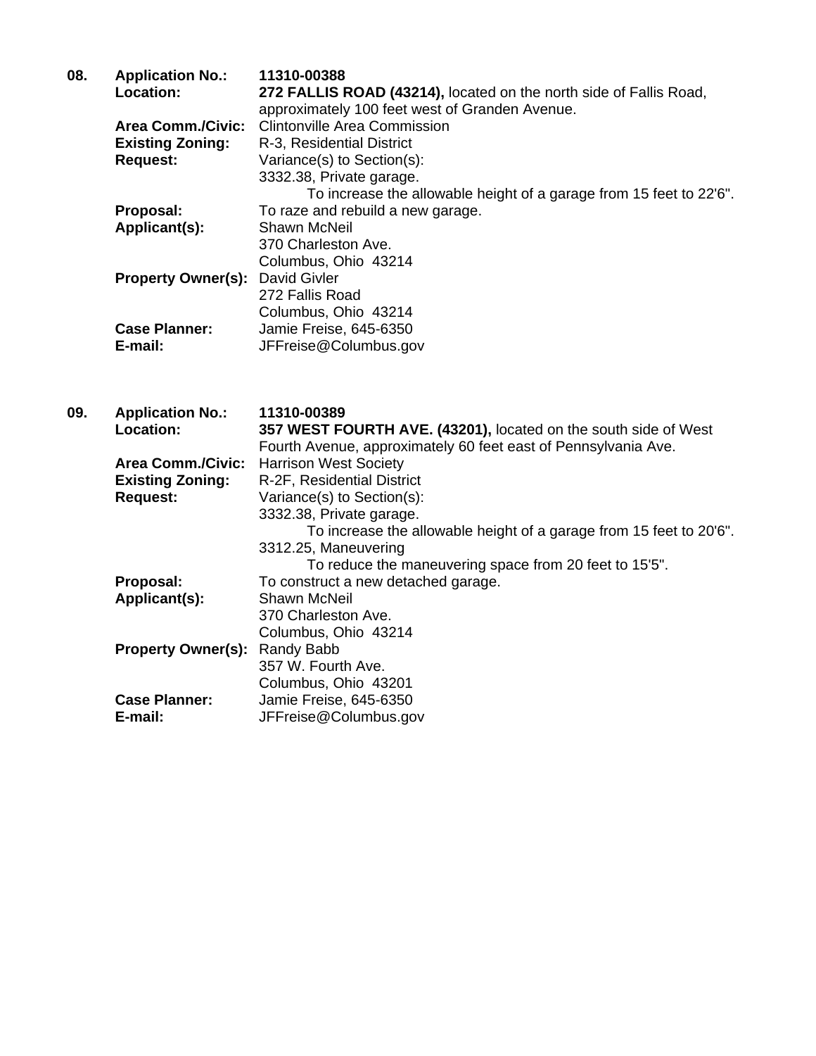**08.** **Application No.:** **11310-00388**

**Location:** **272 FALLIS ROAD (43214),** located on the north side of Fallis Road, approximately 100 feet west of Granden Avenue.

**Area Comm./Civic:** Clintonville Area Commission

**Existing Zoning:** R-3, Residential District

**Request:** Variance(s) to Section(s):

3332.38, Private garage.

To increase the allowable height of a garage from 15 feet to 22'6".

**Proposal:** To raze and rebuild a new garage.

**Applicant(s):** Shawn McNeil
370 Charleston Ave.
Columbus, Ohio 43214

**Property Owner(s):** David Givler
272 Fallis Road
Columbus, Ohio 43214

**Case Planner:** Jamie Freise, 645-6350

**E-mail:** JFFreise@Columbus.gov

**09.** **Application No.:** **11310-00389**

**Location:** **357 WEST FOURTH AVE. (43201),** located on the south side of West Fourth Avenue, approximately 60 feet east of Pennsylvania Ave.

**Area Comm./Civic:** Harrison West Society

**Existing Zoning:** R-2F, Residential District

**Request:** Variance(s) to Section(s):

3332.38, Private garage.

To increase the allowable height of a garage from 15 feet to 20'6".

3312.25, Maneuvering

To reduce the maneuvering space from 20 feet to 15'5".

**Proposal:** To construct a new detached garage.

**Applicant(s):** Shawn McNeil
370 Charleston Ave.
Columbus, Ohio 43214

**Property Owner(s):** Randy Babb
357 W. Fourth Ave.
Columbus, Ohio 43201

**Case Planner:** Jamie Freise, 645-6350

**E-mail:** JFFreise@Columbus.gov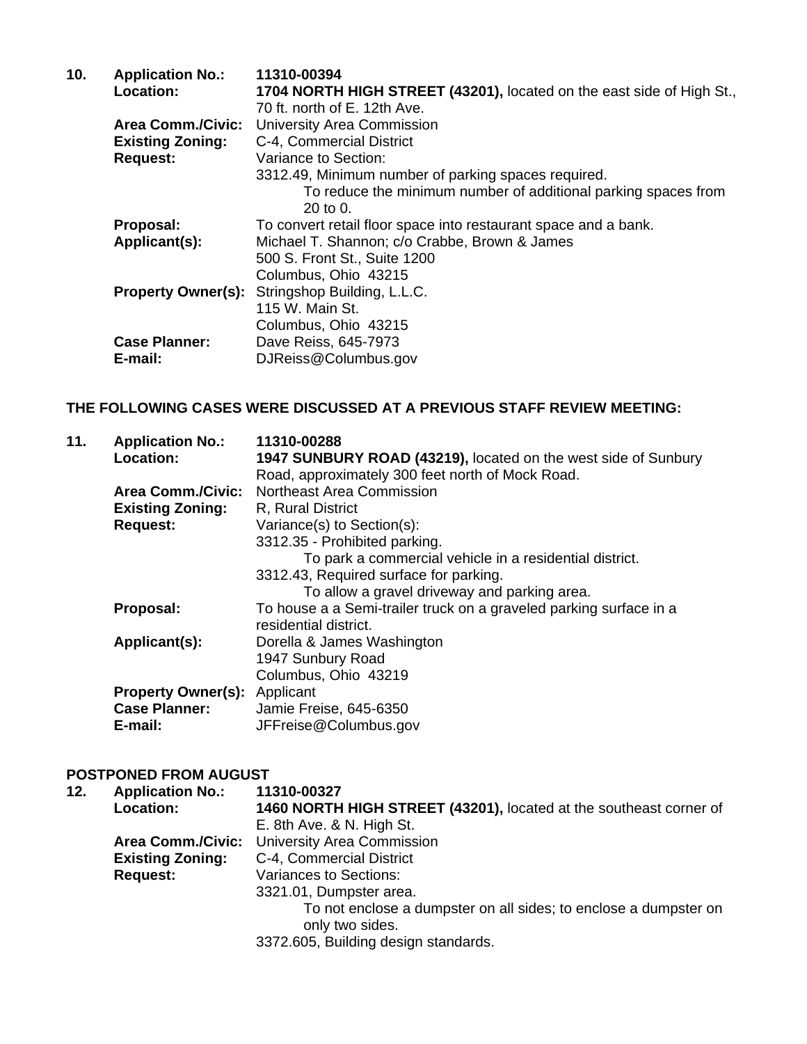**10. Application No.:** **11310-00394**

**Location:** **1704 NORTH HIGH STREET (43201),** located on the east side of High St., 70 ft. north of E. 12th Ave.

**Area Comm./Civic:** University Area Commission

**Existing Zoning:** C-4, Commercial District

**Request:** Variance to Section:

3312.49, Minimum number of parking spaces required.

To reduce the minimum number of additional parking spaces from 20 to 0.

**Proposal:** To convert retail floor space into restaurant space and a bank.

**Applicant(s):** Michael T. Shannon; c/o Crabbe, Brown & James
500 S. Front St., Suite 1200
Columbus, Ohio 43215

**Property Owner(s):** Stringshop Building, L.L.C.
115 W. Main St.
Columbus, Ohio 43215

**Case Planner:** Dave Reiss, 645-7973

**E-mail:** DJReiss@Columbus.gov

**THE FOLLOWING CASES WERE DISCUSSED AT A PREVIOUS STAFF REVIEW MEETING:**

**11. Application No.:** **11310-00288**

**Location:** **1947 SUNBURY ROAD (43219),** located on the west side of Sunbury Road, approximately 300 feet north of Mock Road.

**Area Comm./Civic:** Northeast Area Commission

**Existing Zoning:** R, Rural District

**Request:** Variance(s) to Section(s):

3312.35 - Prohibited parking.

To park a commercial vehicle in a residential district.

3312.43, Required surface for parking.

To allow a gravel driveway and parking area.

**Proposal:** To house a a Semi-trailer truck on a graveled parking surface in a residential district.

**Applicant(s):** Dorella & James Washington
1947 Sunbury Road
Columbus, Ohio 43219

**Property Owner(s):** Applicant

**Case Planner:** Jamie Freise, 645-6350

**E-mail:** JFFreise@Columbus.gov

**POSTPONED FROM AUGUST**

**12. Application No.:** **11310-00327**

**Location:** **1460 NORTH HIGH STREET (43201),** located at the southeast corner of E. 8th Ave. & N. High St.

**Area Comm./Civic:** University Area Commission

**Existing Zoning:** C-4, Commercial District

**Request:** Variances to Sections:

3321.01, Dumpster area.

To not enclose a dumpster on all sides; to enclose a dumpster on only two sides.

3372.605, Building design standards.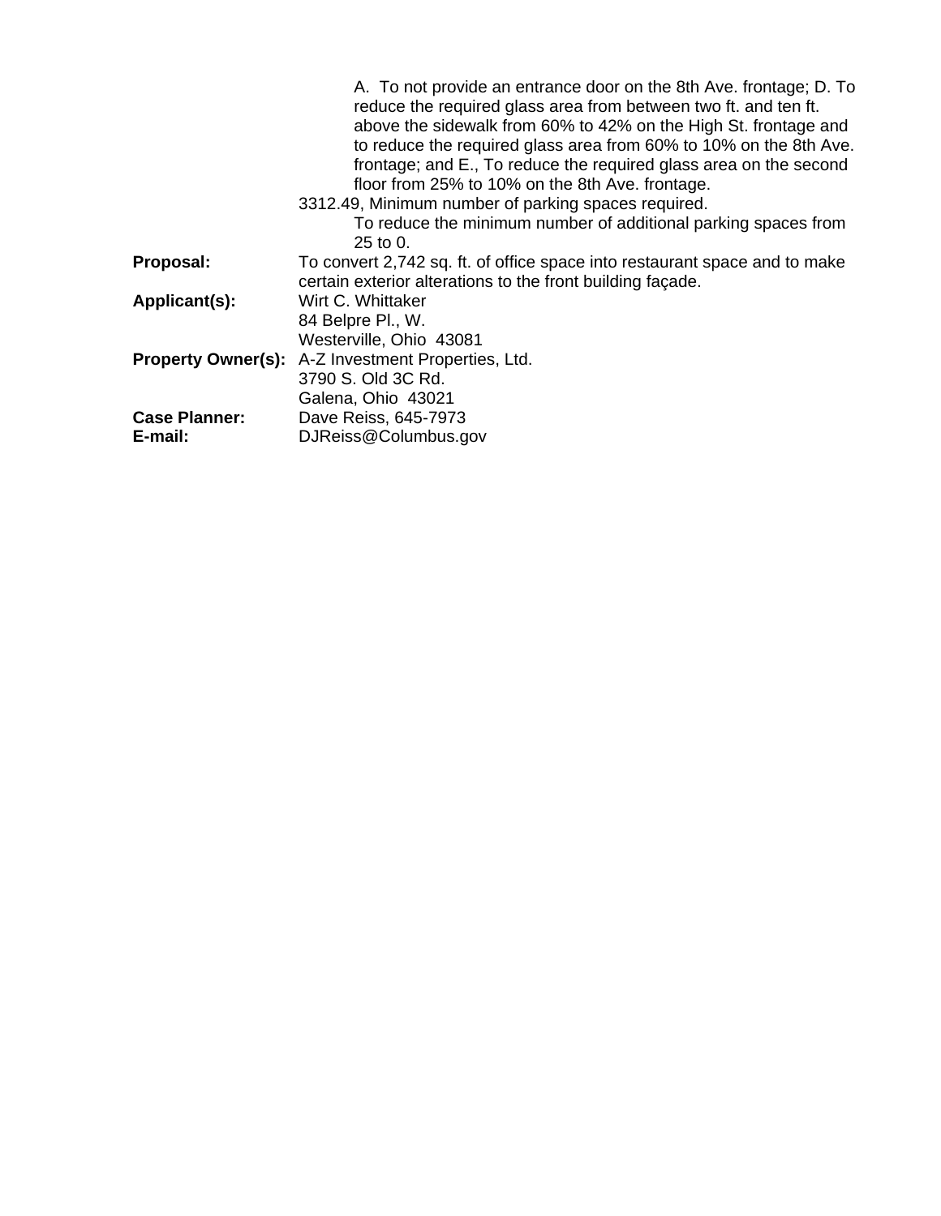A. To not provide an entrance door on the 8th Ave. frontage; D. To reduce the required glass area from between two ft. and ten ft. above the sidewalk from 60% to 42% on the High St. frontage and to reduce the required glass area from 60% to 10% on the 8th Ave. frontage; and E., To reduce the required glass area on the second floor from 25% to 10% on the 8th Ave. frontage.

3312.49, Minimum number of parking spaces required.

To reduce the minimum number of additional parking spaces from 25 to 0.

**Proposal:** To convert 2,742 sq. ft. of office space into restaurant space and to make certain exterior alterations to the front building façade.

**Applicant(s):** Wirt C. Whittaker
84 Belpre Pl., W.
Westerville, Ohio 43081

**Property Owner(s):** A-Z Investment Properties, Ltd.
3790 S. Old 3C Rd.
Galena, Ohio 43021

**Case Planner:** Dave Reiss, 645-7973

**E-mail:** DJReiss@Columbus.gov